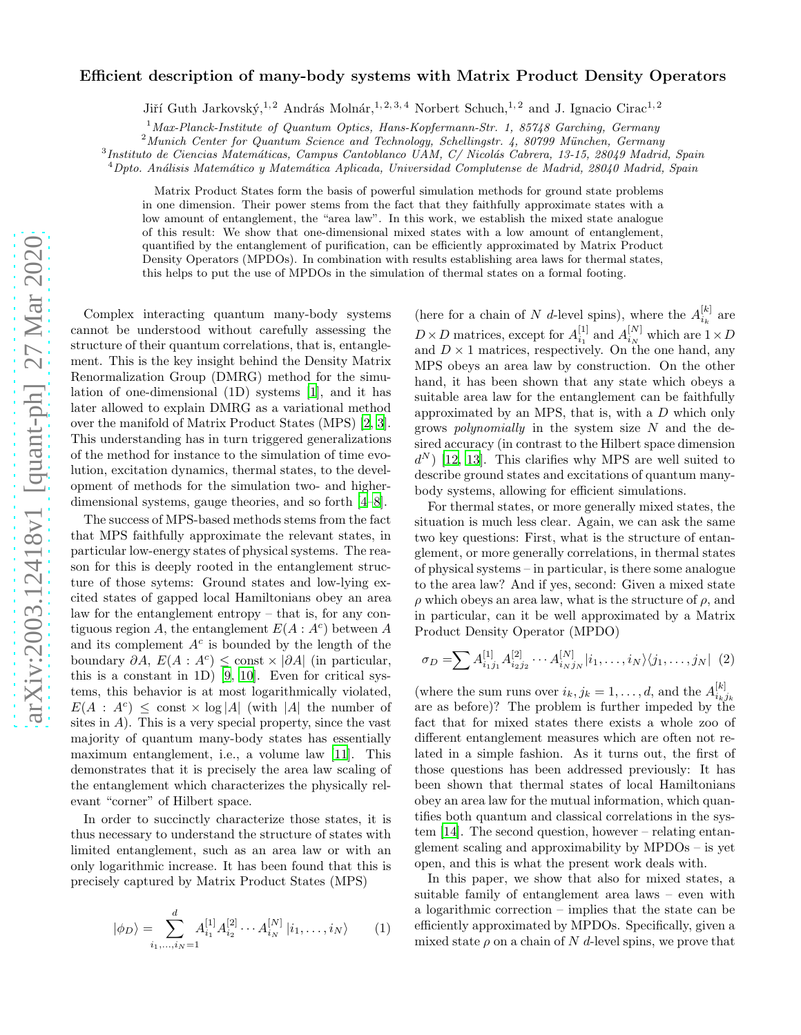# Efficient description of many-body systems with Matrix Product Density Operators

Jiří Guth Jarkovský,[1,2] András Molnár,[1,2,3,4] Norbert Schuch,[1,2] and J. Ignacio Cirac[1,2]

[1] *Max-Planck-Institute of Quantum Optics, Hans-Kopfermann-Str. 1, 85748 Garching, Germany*
[2] *Munich Center for Quantum Science and Technology, Schellingstr. 4, 80799 München, Germany*
[3] *Instituto de Ciencias Matemáticas, Campus Cantoblanco UAM, C/ Nicolás Cabrera, 13-15, 28049 Madrid, Spain*
[4] *Dpto. Análisis Matemático y Matemática Aplicada, Universidad Complutense de Madrid, 28040 Madrid, Spain*

Matrix Product States form the basis of powerful simulation methods for ground state problems in one dimension. Their power stems from the fact that they faithfully approximate states with a low amount of entanglement, the "area law". In this work, we establish the mixed state analogue of this result: We show that one-dimensional mixed states with a low amount of entanglement, quantified by the entanglement of purification, can be efficiently approximated by Matrix Product Density Operators (MPDOs). In combination with results establishing area laws for thermal states, this helps to put the use of MPDOs in the simulation of thermal states on a formal footing.

Complex interacting quantum many-body systems cannot be understood without carefully assessing the structure of their quantum correlations, that is, entanglement. This is the key insight behind the Density Matrix Renormalization Group (DMRG) method for the simulation of one-dimensional (1D) systems [1], and it has later allowed to explain DMRG as a variational method over the manifold of Matrix Product States (MPS) [2, 3]. This understanding has in turn triggered generalizations of the method for instance to the simulation of time evolution, excitation dynamics, thermal states, to the development of methods for the simulation two- and higher-dimensional systems, gauge theories, and so forth [4–8].

The success of MPS-based methods stems from the fact that MPS faithfully approximate the relevant states, in particular low-energy states of physical systems. The reason for this is deeply rooted in the entanglement structure of those sytems: Ground states and low-lying excited states of gapped local Hamiltonians obey an area law for the entanglement entropy – that is, for any contiguous region $A$, the entanglement $E(A:A^c)$ between $A$ and its complement $A^c$ is bounded by the length of the boundary $\partial A$, $E(A:A^c)\le \text{const}\times|\partial A|$ (in particular, this is a constant in 1D) [9, 10]. Even for critical systems, this behavior is at most logarithmically violated, $E(A:A^c)\le \text{const}\times\log|A|$ (with $|A|$ the number of sites in $A$). This is a very special property, since the vast majority of quantum many-body states has essentially maximum entanglement, i.e., a volume law [11]. This demonstrates that it is precisely the area law scaling of the entanglement which characterizes the physically relevant "corner" of Hilbert space.

In order to succinctly characterize those states, it is thus necessary to understand the structure of states with limited entanglement, such as an area law or with an only logarithmic increase. It has been found that this is precisely captured by Matrix Product States (MPS)

$$|\phi_D\rangle=\sum_{i_1,\dots,i_N=1}^{d}A^{[1]}_{i_1}A^{[2]}_{i_2}\cdots A^{[N]}_{i_N}|i_1,\dots,i_N\rangle \qquad (1)$$

(here for a chain of $N$ $d$-level spins), where the $A^{[k]}_{i_k}$ are $D\times D$ matrices, except for $A^{[1]}_{i_1}$ and $A^{[N]}_{i_N}$ which are $1\times D$ and $D\times 1$ matrices, respectively. On the one hand, any MPS obeys an area law by construction. On the other hand, it has been shown that any state which obeys a suitable area law for the entanglement can be faithfully approximated by an MPS, that is, with a $D$ which only grows *polynomially* in the system size $N$ and the desired accuracy (in contrast to the Hilbert space dimension $d^N$) [12, 13]. This clarifies why MPS are well suited to describe ground states and excitations of quantum many-body systems, allowing for efficient simulations.

For thermal states, or more generally mixed states, the situation is much less clear. Again, we can ask the same two key questions: First, what is the structure of entanglement, or more generally correlations, in thermal states of physical systems – in particular, is there some analogue to the area law? And if yes, second: Given a mixed state $\rho$ which obeys an area law, what is the structure of $\rho$, and in particular, can it be well approximated by a Matrix Product Density Operator (MPDO)

$$\sigma_D=\sum A^{[1]}_{i_1j_1}A^{[2]}_{i_2j_2}\cdots A^{[N]}_{i_Nj_N}|i_1,\dots,i_N\rangle\langle j_1,\dots,j_N| \quad (2)$$

(where the sum runs over $i_k,j_k=1,\dots,d$, and the $A^{[k]}_{i_kj_k}$ are as before)? The problem is further impeded by the fact that for mixed states there exists a whole zoo of different entanglement measures which are often not related in a simple fashion. As it turns out, the first of those questions has been addressed previously: It has been shown that thermal states of local Hamiltonians obey an area law for the mutual information, which quantifies both quantum and classical correlations in the system [14]. The second question, however – relating entanglement scaling and approximability by MPDOs – is yet open, and this is what the present work deals with.

In this paper, we show that also for mixed states, a suitable family of entanglement area laws – even with a logarithmic correction – implies that the state can be efficiently approximated by MPDOs. Specifically, given a mixed state $\rho$ on a chain of $N$ $d$-level spins, we prove that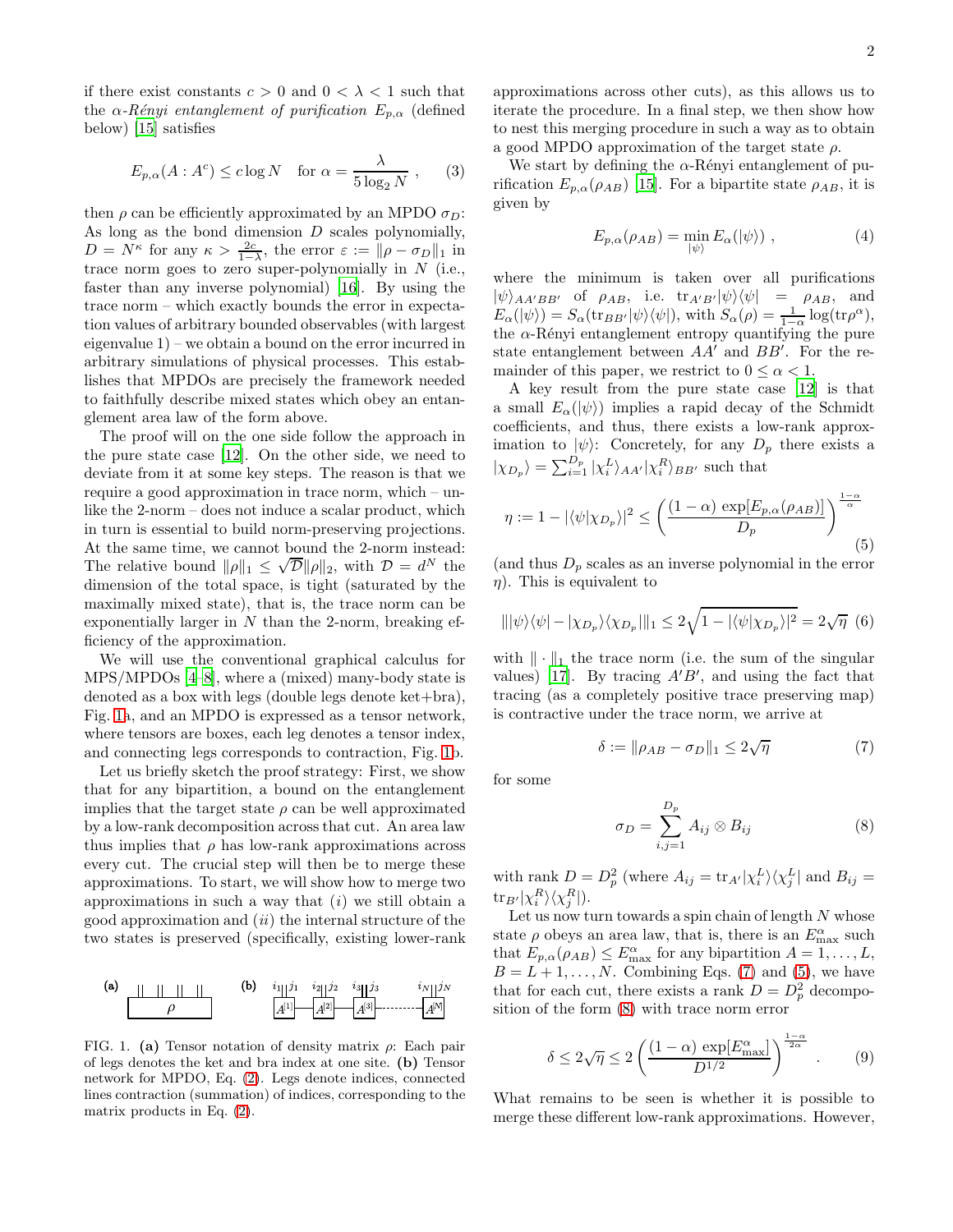if there exist constants $c > 0$ and $0 < \lambda < 1$ such that the $\alpha$-*Rényi entanglement of purification* $E_{p,\alpha}$ (defined below) [15] satisfies

$$E_{p,\alpha}(A : A^c) \leq c \log N \quad \text{for } \alpha = \frac{\lambda}{5 \log_2 N} , \qquad (3)$$

then $\rho$ can be efficiently approximated by an MPDO $\sigma_D$: As long as the bond dimension $D$ scales polynomially, $D = N^\kappa$ for any $\kappa > \frac{2c}{1-\lambda}$, the error $\varepsilon := \|\rho - \sigma_D\|_1$ in trace norm goes to zero super-polynomially in $N$ (i.e., faster than any inverse polynomial) [16]. By using the trace norm – which exactly bounds the error in expectation values of arbitrary bounded observables (with largest eigenvalue 1) – we obtain a bound on the error incurred in arbitrary simulations of physical processes. This establishes that MPDOs are precisely the framework needed to faithfully describe mixed states which obey an entanglement area law of the form above.

The proof will on the one side follow the approach in the pure state case [12]. On the other side, we need to deviate from it at some key steps. The reason is that we require a good approximation in trace norm, which – unlike the 2-norm – does not induce a scalar product, which in turn is essential to build norm-preserving projections. At the same time, we cannot bound the 2-norm instead: The relative bound $\|\rho\|_1 \leq \sqrt{\mathcal{D}}\|\rho\|_2$, with $\mathcal{D} = d^N$ the dimension of the total space, is tight (saturated by the maximally mixed state), that is, the trace norm can be exponentially larger in $N$ than the 2-norm, breaking efficiency of the approximation.

We will use the conventional graphical calculus for MPS/MPDOs [4–8], where a (mixed) many-body state is denoted as a box with legs (double legs denote ket+bra), Fig. 1a, and an MPDO is expressed as a tensor network, where tensors are boxes, each leg denotes a tensor index, and connecting legs corresponds to contraction, Fig. 1b.

Let us briefly sketch the proof strategy: First, we show that for any bipartition, a bound on the entanglement implies that the target state $\rho$ can be well approximated by a low-rank decomposition across that cut. An area law thus implies that $\rho$ has low-rank approximations across every cut. The crucial step will then be to merge these approximations. To start, we will show how to merge two approximations in such a way that $(i)$ we still obtain a good approximation and $(ii)$ the internal structure of the two states is preserved (specifically, existing lower-rank approximations across other cuts), as this allows us to iterate the procedure. In a final step, we then show how to nest this merging procedure in such a way as to obtain a good MPDO approximation of the target state $\rho$.

FIG. 1. **(a)** Tensor notation of density matrix $\rho$: Each pair of legs denotes the ket and bra index at one site. **(b)** Tensor network for MPDO, Eq. (2). Legs denote indices, connected lines contraction (summation) of indices, corresponding to the matrix products in Eq. (2).

We start by defining the $\alpha$-Rényi entanglement of purification $E_{p,\alpha}(\rho_{AB})$ [15]. For a bipartite state $\rho_{AB}$, it is given by

$$E_{p,\alpha}(\rho_{AB}) = \min_{|\psi\rangle} E_\alpha(|\psi\rangle) , \qquad (4)$$

where the minimum is taken over all purifications $|\psi\rangle_{AA'BB'}$ of $\rho_{AB}$, i.e. $\mathrm{tr}_{A'B'}|\psi\rangle\langle\psi| = \rho_{AB}$, and $E_\alpha(|\psi\rangle) = S_\alpha(\mathrm{tr}_{BB'}|\psi\rangle\langle\psi|)$, with $S_\alpha(\rho) = \frac{1}{1-\alpha}\log(\mathrm{tr}\rho^\alpha)$, the $\alpha$-Rényi entanglement entropy quantifying the pure state entanglement between $AA'$ and $BB'$. For the remainder of this paper, we restrict to $0 \leq \alpha < 1$.

A key result from the pure state case [12] is that a small $E_\alpha(|\psi\rangle)$ implies a rapid decay of the Schmidt coefficients, and thus, there exists a low-rank approximation to $|\psi\rangle$: Concretely, for any $D_p$ there exists a $|\chi_{D_p}\rangle = \sum_{i=1}^{D_p} |\chi_i^L\rangle_{AA'}|\chi_i^R\rangle_{BB'}$ such that

$$\eta := 1 - |\langle\psi|\chi_{D_p}\rangle|^2 \leq \left(\frac{(1-\alpha)\,\exp[E_{p,\alpha}(\rho_{AB})]}{D_p}\right)^{\frac{1-\alpha}{\alpha}} \qquad (5)$$

(and thus $D_p$ scales as an inverse polynomial in the error $\eta$). This is equivalent to

$$\||\psi\rangle\langle\psi| - |\chi_{D_p}\rangle\langle\chi_{D_p}|\|_1 \leq 2\sqrt{1 - |\langle\psi|\chi_{D_p}\rangle|^2} = 2\sqrt{\eta} \quad (6)$$

with $\|\cdot\|_1$ the trace norm (i.e. the sum of the singular values) [17]. By tracing $A'B'$, and using the fact that tracing (as a completely positive trace preserving map) is contractive under the trace norm, we arrive at

$$\delta := \|\rho_{AB} - \sigma_D\|_1 \leq 2\sqrt{\eta} \qquad (7)$$

for some

$$\sigma_D = \sum_{i,j=1}^{D_p} A_{ij} \otimes B_{ij} \qquad (8)$$

with rank $D = D_p^2$ (where $A_{ij} = \mathrm{tr}_{A'}|\chi_i^L\rangle\langle\chi_j^L|$ and $B_{ij} = \mathrm{tr}_{B'}|\chi_i^R\rangle\langle\chi_j^R|$).

Let us now turn towards a spin chain of length $N$ whose state $\rho$ obeys an area law, that is, there is an $E_{\max}^\alpha$ such that $E_{p,\alpha}(\rho_{AB}) \leq E_{\max}^\alpha$ for any bipartition $A = 1, \ldots, L$, $B = L+1, \ldots, N$. Combining Eqs. (7) and (5), we have that for each cut, there exists a rank $D = D_p^2$ decomposition of the form (8) with trace norm error

$$\delta \leq 2\sqrt{\eta} \leq 2\left(\frac{(1-\alpha)\,\exp[E_{\max}^\alpha]}{D^{1/2}}\right)^{\frac{1-\alpha}{2\alpha}} . \qquad (9)$$

What remains to be seen is whether it is possible to merge these different low-rank approximations. However,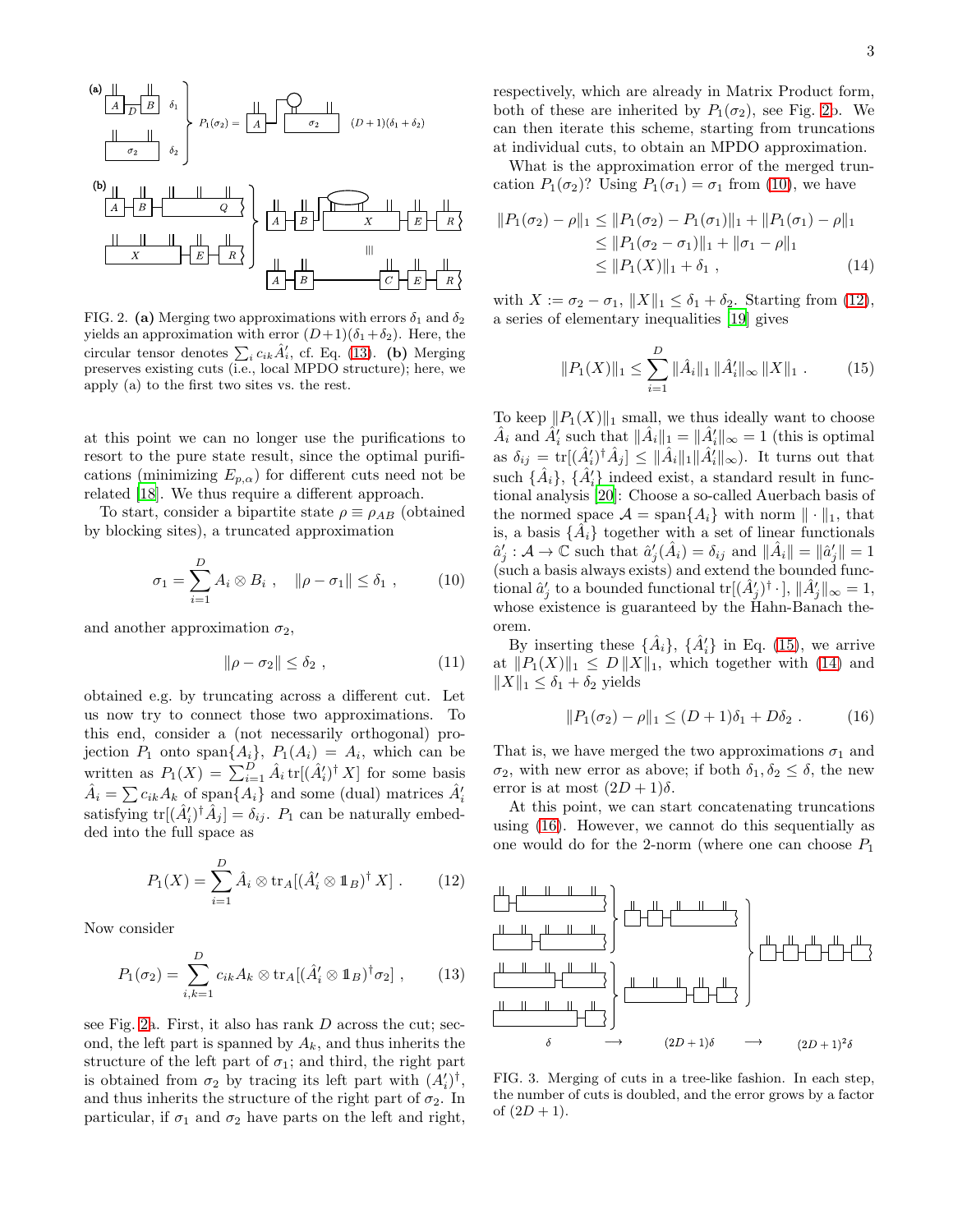FIG. 2. **(a)** Merging two approximations with errors $\delta_1$ and $\delta_2$ yields an approximation with error $(D+1)(\delta_1+\delta_2)$. Here, the circular tensor denotes $\sum_i c_{ik}\hat{A}_i'$, cf. Eq. (13). **(b)** Merging preserves existing cuts (i.e., local MPDO structure); here, we apply (a) to the first two sites vs. the rest.

at this point we can no longer use the purifications to resort to the pure state result, since the optimal purifications (minimizing $E_{p,\alpha}$) for different cuts need not be related [18]. We thus require a different approach.

To start, consider a bipartite state $\rho \equiv \rho_{AB}$ (obtained by blocking sites), a truncated approximation

$$\sigma_1 = \sum_{i=1}^{D} A_i \otimes B_i \ , \quad \|\rho - \sigma_1\| \le \delta_1 \ , \tag{10}$$

and another approximation $\sigma_2$,

$$\|\rho - \sigma_2\| \le \delta_2 \ , \tag{11}$$

obtained e.g. by truncating across a different cut. Let us now try to connect those two approximations. To this end, consider a (not necessarily orthogonal) projection $P_1$ onto $\mathrm{span}\{A_i\}$, $P_1(A_i) = A_i$, which can be written as $P_1(X) = \sum_{i=1}^{D} \hat{A}_i \,\mathrm{tr}[(\hat{A}_i')^\dagger X]$ for some basis $\hat{A}_i = \sum c_{ik} A_k$ of $\mathrm{span}\{A_i\}$ and some (dual) matrices $\hat{A}_i'$ satisfying $\mathrm{tr}[(\hat{A}_i')^\dagger \hat{A}_j] = \delta_{ij}$. $P_1$ can be naturally embedded into the full space as

$$P_1(X) = \sum_{i=1}^{D} \hat{A}_i \otimes \mathrm{tr}_A[(\hat{A}_i' \otimes \mathbb{1}_B)^\dagger X] \ . \tag{12}$$

Now consider

$$P_1(\sigma_2) = \sum_{i,k=1}^{D} c_{ik} A_k \otimes \mathrm{tr}_A[(\hat{A}_i' \otimes \mathbb{1}_B)^\dagger \sigma_2] \ , \tag{13}$$

see Fig. 2a. First, it also has rank $D$ across the cut; second, the left part is spanned by $A_k$, and thus inherits the structure of the left part of $\sigma_1$; and third, the right part is obtained from $\sigma_2$ by tracing its left part with $(A_i')^\dagger$, and thus inherits the structure of the right part of $\sigma_2$. In particular, if $\sigma_1$ and $\sigma_2$ have parts on the left and right, respectively, which are already in Matrix Product form, both of these are inherited by $P_1(\sigma_2)$, see Fig. 2b. We can then iterate this scheme, starting from truncations at individual cuts, to obtain an MPDO approximation.

What is the approximation error of the merged truncation $P_1(\sigma_2)$? Using $P_1(\sigma_1) = \sigma_1$ from (10), we have

$$\begin{aligned}
\|P_1(\sigma_2) - \rho\|_1 &\le \|P_1(\sigma_2) - P_1(\sigma_1)\|_1 + \|P_1(\sigma_1) - \rho\|_1 \\
&\le \|P_1(\sigma_2 - \sigma_1)\|_1 + \|\sigma_1 - \rho\|_1 \\
&\le \|P_1(X)\|_1 + \delta_1 \ ,
\end{aligned} \tag{14}$$

with $X := \sigma_2 - \sigma_1$, $\|X\|_1 \le \delta_1 + \delta_2$. Starting from (12), a series of elementary inequalities [19] gives

$$\|P_1(X)\|_1 \le \sum_{i=1}^{D} \|\hat{A}_i\|_1 \, \|\hat{A}_i'\|_\infty \, \|X\|_1 \ . \tag{15}$$

To keep $\|P_1(X)\|_1$ small, we thus ideally want to choose $\hat{A}_i$ and $\hat{A}_i'$ such that $\|\hat{A}_i\|_1 = \|\hat{A}_i'\|_\infty = 1$ (this is optimal as $\delta_{ij} = \mathrm{tr}[(\hat{A}_i')^\dagger \hat{A}_j] \le \|\hat{A}_i\|_1 \|\hat{A}_i'\|_\infty$). It turns out that such $\{\hat{A}_i\}$, $\{\hat{A}_i'\}$ indeed exist, a standard result in functional analysis [20]: Choose a so-called Auerbach basis of the normed space $\mathcal{A} = \mathrm{span}\{A_i\}$ with norm $\|\cdot\|_1$, that is, a basis $\{\hat{A}_i\}$ together with a set of linear functionals $\hat{a}_j' : \mathcal{A} \to \mathbb{C}$ such that $\hat{a}_j'(\hat{A}_i) = \delta_{ij}$ and $\|\hat{A}_i\| = \|\hat{a}_j'\| = 1$ (such a basis always exists) and extend the bounded functional $\hat{a}_j'$ to a bounded functional $\mathrm{tr}[(\hat{A}_j')^\dagger \cdot]$, $\|\hat{A}_j'\|_\infty = 1$, whose existence is guaranteed by the Hahn-Banach theorem.

By inserting these $\{\hat{A}_i\}$, $\{\hat{A}_i'\}$ in Eq. (15), we arrive at $\|P_1(X)\|_1 \le D \|X\|_1$, which together with (14) and $\|X\|_1 \le \delta_1 + \delta_2$ yields

$$\|P_1(\sigma_2) - \rho\|_1 \le (D+1)\delta_1 + D\delta_2 \ . \tag{16}$$

That is, we have merged the two approximations $\sigma_1$ and $\sigma_2$, with new error as above; if both $\delta_1, \delta_2 \le \delta$, the new error is at most $(2D+1)\delta$.

At this point, we can start concatenating truncations using (16). However, we cannot do this sequentially as one would do for the 2-norm (where one can choose $P_1$

FIG. 3. Merging of cuts in a tree-like fashion. In each step, the number of cuts is doubled, and the error grows by a factor of $(2D+1)$.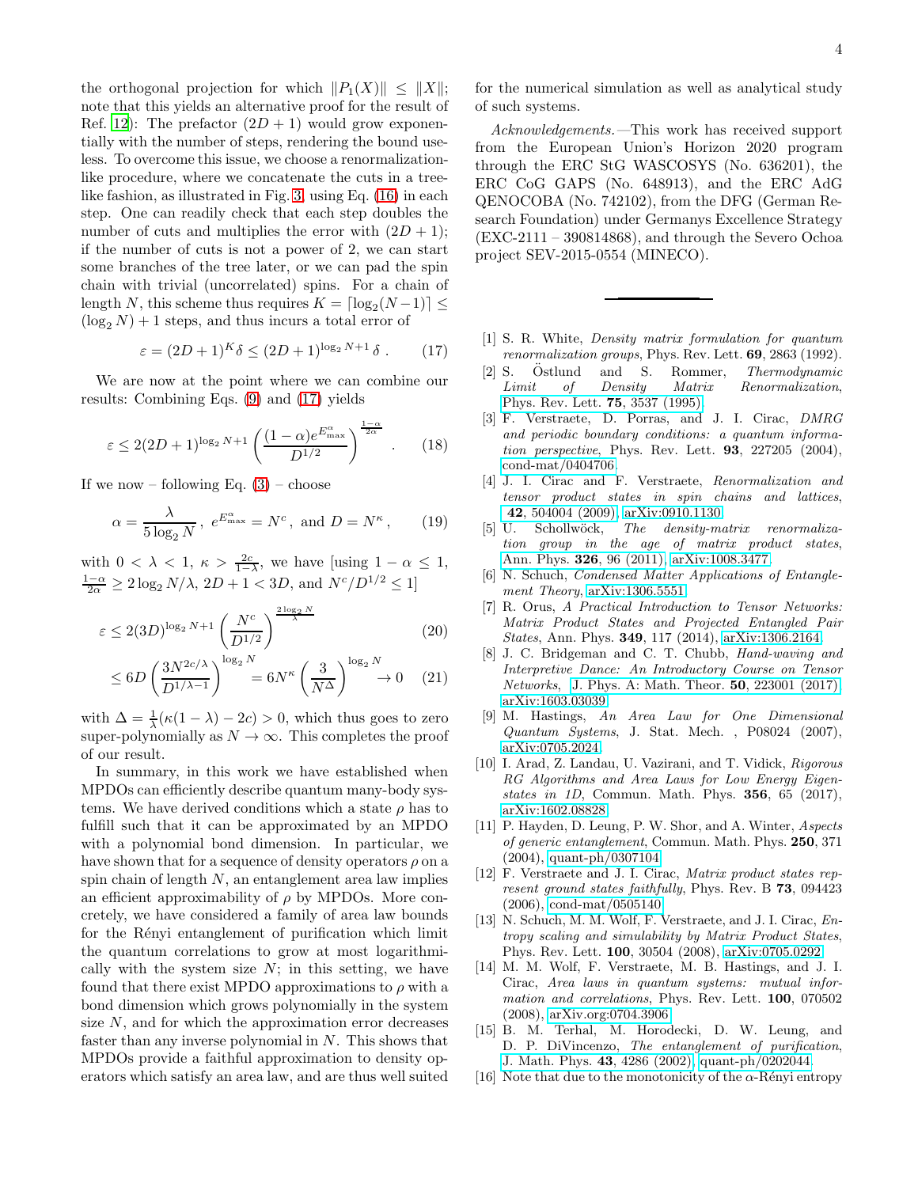the orthogonal projection for which $\|P_1(X)\| \leq \|X\|$; note that this yields an alternative proof for the result of Ref. [12]): The prefactor $(2D+1)$ would grow exponentially with the number of steps, rendering the bound useless. To overcome this issue, we choose a renormalization-like procedure, where we concatenate the cuts in a tree-like fashion, as illustrated in Fig. 3, using Eq. (16) in each step. One can readily check that each step doubles the number of cuts and multiplies the error with $(2D+1)$; if the number of cuts is not a power of 2, we can start some branches of the tree later, or we can pad the spin chain with trivial (uncorrelated) spins. For a chain of length $N$, this scheme thus requires $K = \lceil \log_2(N-1) \rceil \leq (\log_2 N) + 1$ steps, and thus incurs a total error of

$$\varepsilon = (2D+1)^K \delta \leq (2D+1)^{\log_2 N + 1} \delta \ . \tag{17}$$

We are now at the point where we can combine our results: Combining Eqs. (9) and (17) yields

$$\varepsilon \leq 2(2D+1)^{\log_2 N+1} \left( \frac{(1-\alpha) e^{E^\alpha_{\max}}}{D^{1/2}} \right)^{\frac{1-\alpha}{2\alpha}} \ . \tag{18}$$

If we now – following Eq. (3) – choose

$$\alpha = \frac{\lambda}{5 \log_2 N} \, , \; e^{E^\alpha_{\max}} = N^c \, , \text{ and } D = N^\kappa \, , \tag{19}$$

with $0 < \lambda < 1$, $\kappa > \frac{2c}{1-\lambda}$, we have [using $1-\alpha \leq 1$, $\frac{1-\alpha}{2\alpha} \geq 2\log_2 N/\lambda$, $2D+1 < 3D$, and $N^c/D^{1/2} \leq 1$]

$$\varepsilon \leq 2(3D)^{\log_2 N+1} \left( \frac{N^c}{D^{1/2}} \right)^{\frac{2\log_2 N}{\lambda}} \tag{20}$$

$$\leq 6D \left( \frac{3N^{2c/\lambda}}{D^{1/\lambda - 1}} \right)^{\log_2 N} = 6N^\kappa \left( \frac{3}{N^\Delta} \right)^{\log_2 N} \to 0 \tag{21}$$

with $\Delta = \frac{1}{\lambda}(\kappa(1-\lambda) - 2c) > 0$, which thus goes to zero super-polynomially as $N \to \infty$. This completes the proof of our result.

In summary, in this work we have established when MPDOs can efficiently describe quantum many-body systems. We have derived conditions which a state $\rho$ has to fulfill such that it can be approximated by an MPDO with a polynomial bond dimension. In particular, we have shown that for a sequence of density operators $\rho$ on a spin chain of length $N$, an entanglement area law implies an efficient approximability of $\rho$ by MPDOs. More concretely, we have considered a family of area law bounds for the Rényi entanglement of purification which limit the quantum correlations to grow at most logarithmically with the system size $N$; in this setting, we have found that there exist MPDO approximations to $\rho$ with a bond dimension which grows polynomially in the system size $N$, and for which the approximation error decreases faster than any inverse polynomial in $N$. This shows that MPDOs provide a faithful approximation to density operators which satisfy an area law, and are thus well suited for the numerical simulation as well as analytical study of such systems.

*Acknowledgements.*—This work has received support from the European Union's Horizon 2020 program through the ERC StG WASCOSYS (No. 636201), the ERC CoG GAPS (No. 648913), and the ERC AdG QENOCOBA (No. 742102), from the DFG (German Research Foundation) under Germanys Excellence Strategy (EXC-2111 – 390814868), and through the Severo Ochoa project SEV-2015-0554 (MINECO).

---

[1] S. R. White, *Density matrix formulation for quantum renormalization groups*, Phys. Rev. Lett. **69**, 2863 (1992).

[2] S. Östlund and S. Rommer, *Thermodynamic Limit of Density Matrix Renormalization*, Phys. Rev. Lett. **75**, 3537 (1995).

[3] F. Verstraete, D. Porras, and J. I. Cirac, *DMRG and periodic boundary conditions: a quantum information perspective*, Phys. Rev. Lett. **93**, 227205 (2004), cond-mat/0404706.

[4] J. I. Cirac and F. Verstraete, *Renormalization and tensor product states in spin chains and lattices*, **42**, 504004 (2009), arXiv:0910.1130.

[5] U. Schollwöck, *The density-matrix renormalization group in the age of matrix product states*, Ann. Phys. **326**, 96 (2011), arXiv:1008.3477.

[6] N. Schuch, *Condensed Matter Applications of Entanglement Theory*, arXiv:1306.5551.

[7] R. Orus, *A Practical Introduction to Tensor Networks: Matrix Product States and Projected Entangled Pair States*, Ann. Phys. **349**, 117 (2014), arXiv:1306.2164.

[8] J. C. Bridgeman and C. T. Chubb, *Hand-waving and Interpretive Dance: An Introductory Course on Tensor Networks*, J. Phys. A: Math. Theor. **50**, 223001 (2017), arXiv:1603.03039.

[9] M. Hastings, *An Area Law for One Dimensional Quantum Systems*, J. Stat. Mech. , P08024 (2007), arXiv:0705.2024.

[10] I. Arad, Z. Landau, U. Vazirani, and T. Vidick, *Rigorous RG Algorithms and Area Laws for Low Energy Eigenstates in 1D*, Commun. Math. Phys. **356**, 65 (2017), arXiv:1602.08828.

[11] P. Hayden, D. Leung, P. W. Shor, and A. Winter, *Aspects of generic entanglement*, Commun. Math. Phys. **250**, 371 (2004), quant-ph/0307104.

[12] F. Verstraete and J. I. Cirac, *Matrix product states represent ground states faithfully*, Phys. Rev. B **73**, 094423 (2006), cond-mat/0505140.

[13] N. Schuch, M. M. Wolf, F. Verstraete, and J. I. Cirac, *Entropy scaling and simulability by Matrix Product States*, Phys. Rev. Lett. **100**, 30504 (2008), arXiv:0705.0292.

[14] M. M. Wolf, F. Verstraete, M. B. Hastings, and J. I. Cirac, *Area laws in quantum systems: mutual information and correlations*, Phys. Rev. Lett. **100**, 070502 (2008), arXiv.org:0704.3906.

[15] B. M. Terhal, M. Horodecki, D. W. Leung, and D. P. DiVincenzo, *The entanglement of purification*, J. Math. Phys. **43**, 4286 (2002), quant-ph/0202044.

[16] Note that due to the monotonicity of the $\alpha$-Rényi entropy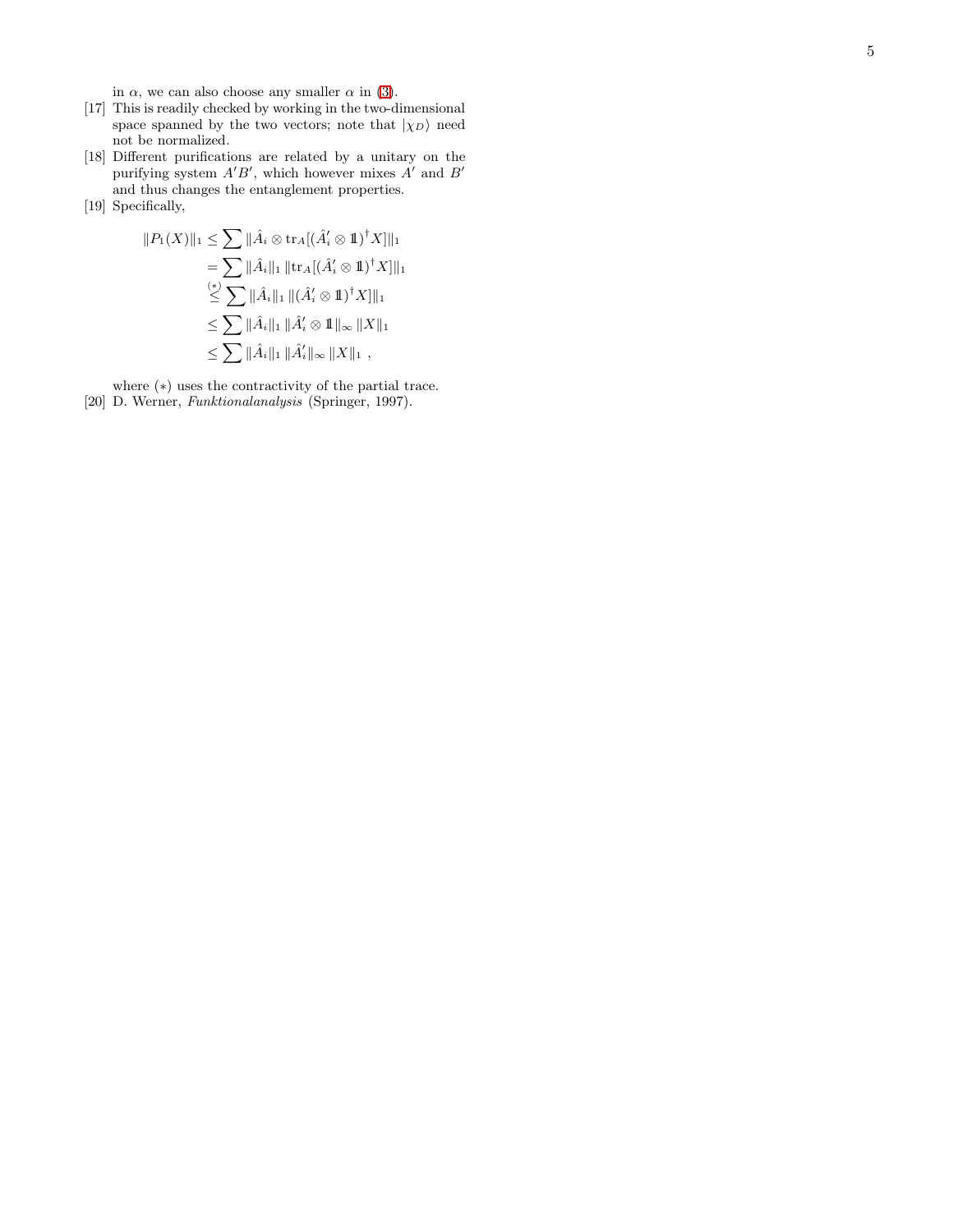in $\alpha$, we can also choose any smaller $\alpha$ in (3).

[17] This is readily checked by working in the two-dimensional space spanned by the two vectors; note that $|\chi_D\rangle$ need not be normalized.

[18] Different purifications are related by a unitary on the purifying system $A'B'$, which however mixes $A'$ and $B'$ and thus changes the entanglement properties.

[19] Specifically,

$$
\begin{aligned}
\|P_1(X)\|_1 &\le \sum \|\hat{A}_i \otimes \mathrm{tr}_A[(\hat{A}_i' \otimes \mathbb{1})^\dagger X]\|_1 \\
&= \sum \|\hat{A}_i\|_1 \, \|\mathrm{tr}_A[(\hat{A}_i' \otimes \mathbb{1})^\dagger X]\|_1 \\
&\overset{(*)}{\le} \sum \|\hat{A}_i\|_1 \, \|(\hat{A}_i' \otimes \mathbb{1})^\dagger X]\|_1 \\
&\le \sum \|\hat{A}_i\|_1 \, \|\hat{A}_i' \otimes \mathbb{1}\|_\infty \, \|X\|_1 \\
&\le \sum \|\hat{A}_i\|_1 \, \|\hat{A}_i'\|_\infty \, \|X\|_1 \ ,
\end{aligned}
$$

where $(*)$ uses the contractivity of the partial trace.

[20] D. Werner, *Funktionalanalysis* (Springer, 1997).